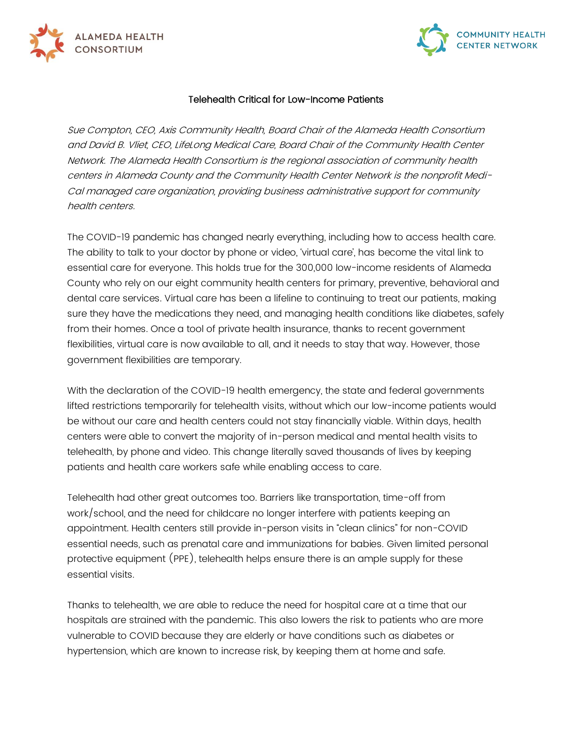ALAMEDA HEALTH CONSORTIUM

COMMUNITY HEALTH CENTER NETWORK

# Telehealth Critical for Low-Income Patients

*Sue Compton, CEO, Axis Community Health, Board Chair of the Alameda Health Consortium and David B. Vliet, CEO, LifeLong Medical Care, Board Chair of the Community Health Center Network. The Alameda Health Consortium is the regional association of community health centers in Alameda County and the Community Health Center Network is the nonprofit Medi-Cal managed care organization, providing business administrative support for community health centers.*

The COVID-19 pandemic has changed nearly everything, including how to access health care. The ability to talk to your doctor by phone or video, 'virtual care', has become the vital link to essential care for everyone. This holds true for the 300,000 low-income residents of Alameda County who rely on our eight community health centers for primary, preventive, behavioral and dental care services. Virtual care has been a lifeline to continuing to treat our patients, making sure they have the medications they need, and managing health conditions like diabetes, safely from their homes. Once a tool of private health insurance, thanks to recent government flexibilities, virtual care is now available to all, and it needs to stay that way. However, those government flexibilities are temporary.

With the declaration of the COVID-19 health emergency, the state and federal governments lifted restrictions temporarily for telehealth visits, without which our low-income patients would be without our care and health centers could not stay financially viable. Within days, health centers were able to convert the majority of in-person medical and mental health visits to telehealth, by phone and video. This change literally saved thousands of lives by keeping patients and health care workers safe while enabling access to care.

Telehealth had other great outcomes too. Barriers like transportation, time-off from work/school, and the need for childcare no longer interfere with patients keeping an appointment. Health centers still provide in-person visits in "clean clinics" for non-COVID essential needs, such as prenatal care and immunizations for babies. Given limited personal protective equipment (PPE), telehealth helps ensure there is an ample supply for these essential visits.

Thanks to telehealth, we are able to reduce the need for hospital care at a time that our hospitals are strained with the pandemic. This also lowers the risk to patients who are more vulnerable to COVID because they are elderly or have conditions such as diabetes or hypertension, which are known to increase risk, by keeping them at home and safe.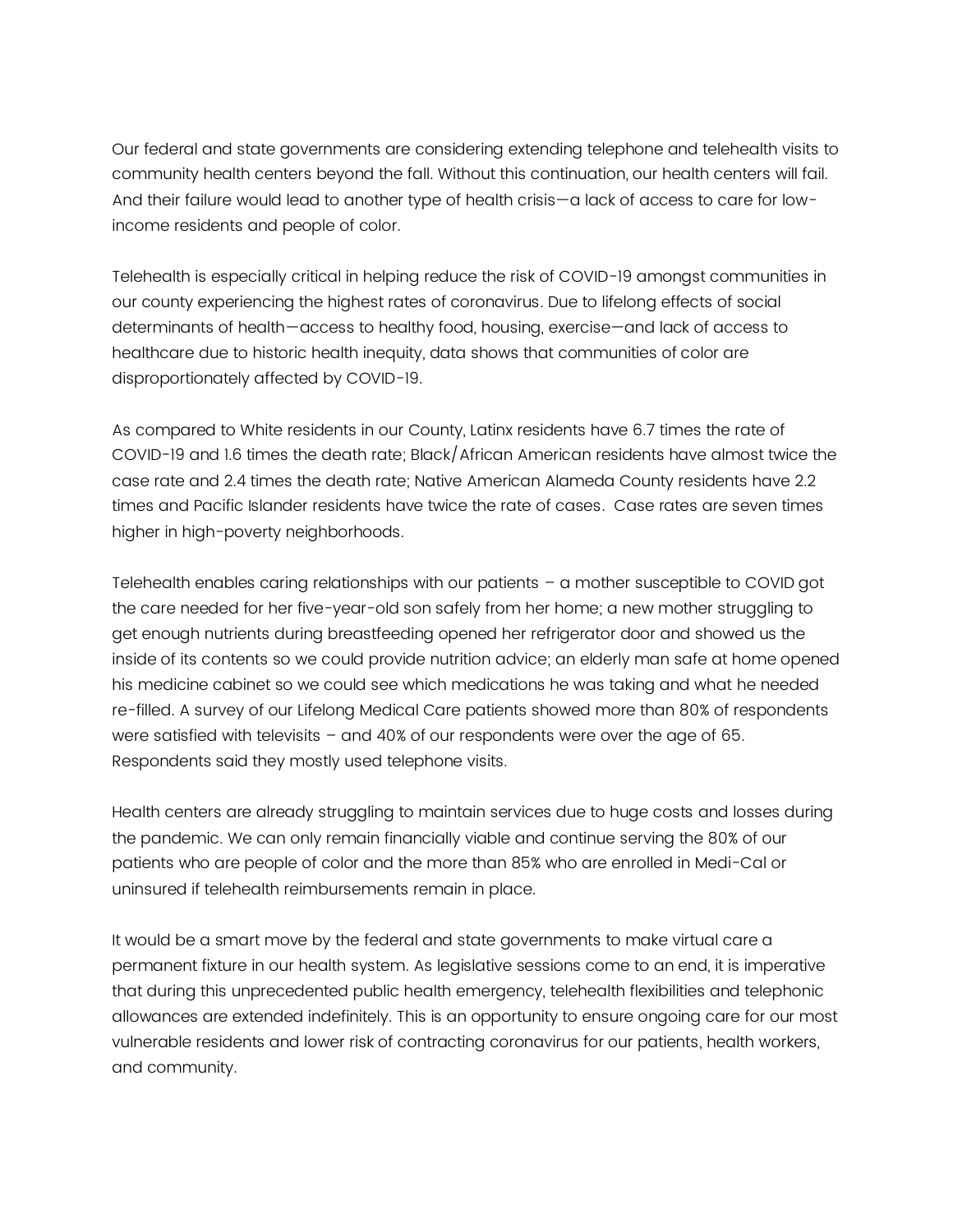Our federal and state governments are considering extending telephone and telehealth visits to community health centers beyond the fall. Without this continuation, our health centers will fail. And their failure would lead to another type of health crisis—a lack of access to care for low-income residents and people of color.

Telehealth is especially critical in helping reduce the risk of COVID-19 amongst communities in our county experiencing the highest rates of coronavirus. Due to lifelong effects of social determinants of health—access to healthy food, housing, exercise—and lack of access to healthcare due to historic health inequity, data shows that communities of color are disproportionately affected by COVID-19.

As compared to White residents in our County, Latinx residents have 6.7 times the rate of COVID-19 and 1.6 times the death rate; Black/African American residents have almost twice the case rate and 2.4 times the death rate; Native American Alameda County residents have 2.2 times and Pacific Islander residents have twice the rate of cases. Case rates are seven times higher in high-poverty neighborhoods.

Telehealth enables caring relationships with our patients – a mother susceptible to COVID got the care needed for her five-year-old son safely from her home; a new mother struggling to get enough nutrients during breastfeeding opened her refrigerator door and showed us the inside of its contents so we could provide nutrition advice; an elderly man safe at home opened his medicine cabinet so we could see which medications he was taking and what he needed re-filled. A survey of our Lifelong Medical Care patients showed more than 80% of respondents were satisfied with televisits – and 40% of our respondents were over the age of 65. Respondents said they mostly used telephone visits.

Health centers are already struggling to maintain services due to huge costs and losses during the pandemic. We can only remain financially viable and continue serving the 80% of our patients who are people of color and the more than 85% who are enrolled in Medi-Cal or uninsured if telehealth reimbursements remain in place.

It would be a smart move by the federal and state governments to make virtual care a permanent fixture in our health system. As legislative sessions come to an end, it is imperative that during this unprecedented public health emergency, telehealth flexibilities and telephonic allowances are extended indefinitely. This is an opportunity to ensure ongoing care for our most vulnerable residents and lower risk of contracting coronavirus for our patients, health workers, and community.